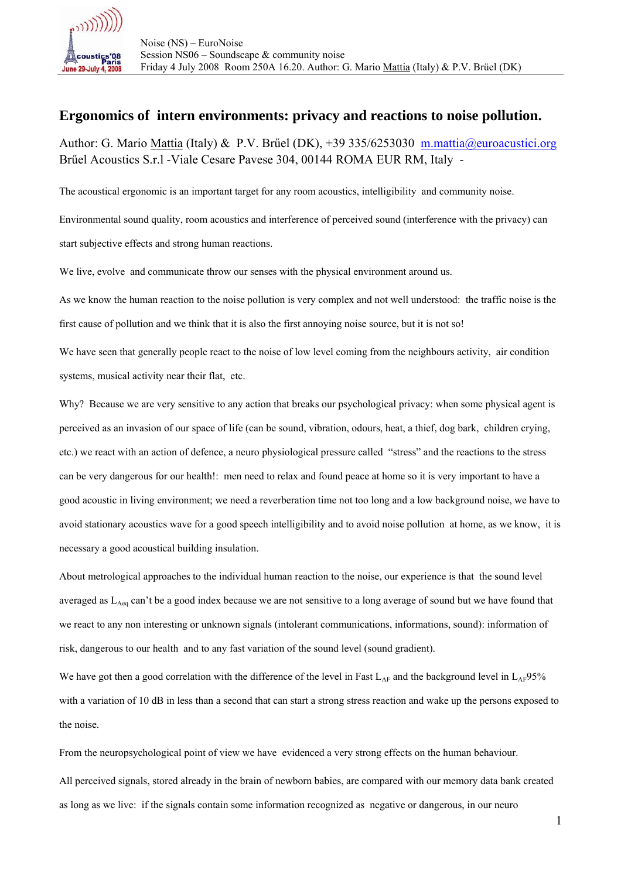# Ergonomics of intern environments: privacy and reactions to noise pollution.

Author: G. Mario Mattia (Italy) & P.V. Brűel (DK), +39 335/6253030 m.mattia@euroacustici.org
Brűel Acoustics S.r.l -Viale Cesare Pavese 304, 00144 ROMA EUR RM, Italy -

The acoustical ergonomic is an important target for any room acoustics, intelligibility and community noise.

Environmental sound quality, room acoustics and interference of perceived sound (interference with the privacy) can start subjective effects and strong human reactions.

We live, evolve and communicate throw our senses with the physical environment around us.

As we know the human reaction to the noise pollution is very complex and not well understood: the traffic noise is the first cause of pollution and we think that it is also the first annoying noise source, but it is not so!

We have seen that generally people react to the noise of low level coming from the neighbours activity, air condition systems, musical activity near their flat, etc.

Why? Because we are very sensitive to any action that breaks our psychological privacy: when some physical agent is perceived as an invasion of our space of life (can be sound, vibration, odours, heat, a thief, dog bark, children crying, etc.) we react with an action of defence, a neuro physiological pressure called "stress" and the reactions to the stress can be very dangerous for our health!: men need to relax and found peace at home so it is very important to have a good acoustic in living environment; we need a reverberation time not too long and a low background noise, we have to avoid stationary acoustics wave for a good speech intelligibility and to avoid noise pollution at home, as we know, it is necessary a good acoustical building insulation.

About metrological approaches to the individual human reaction to the noise, our experience is that the sound level averaged as $L_{Aeq}$ can't be a good index because we are not sensitive to a long average of sound but we have found that we react to any non interesting or unknown signals (intolerant communications, informations, sound): information of risk, dangerous to our health and to any fast variation of the sound level (sound gradient).

We have got then a good correlation with the difference of the level in Fast $L_{AF}$ and the background level in $L_{AF}95\%$ with a variation of 10 dB in less than a second that can start a strong stress reaction and wake up the persons exposed to the noise.

From the neuropsychological point of view we have evidenced a very strong effects on the human behaviour.

All perceived signals, stored already in the brain of newborn babies, are compared with our memory data bank created as long as we live: if the signals contain some information recognized as negative or dangerous, in our neuro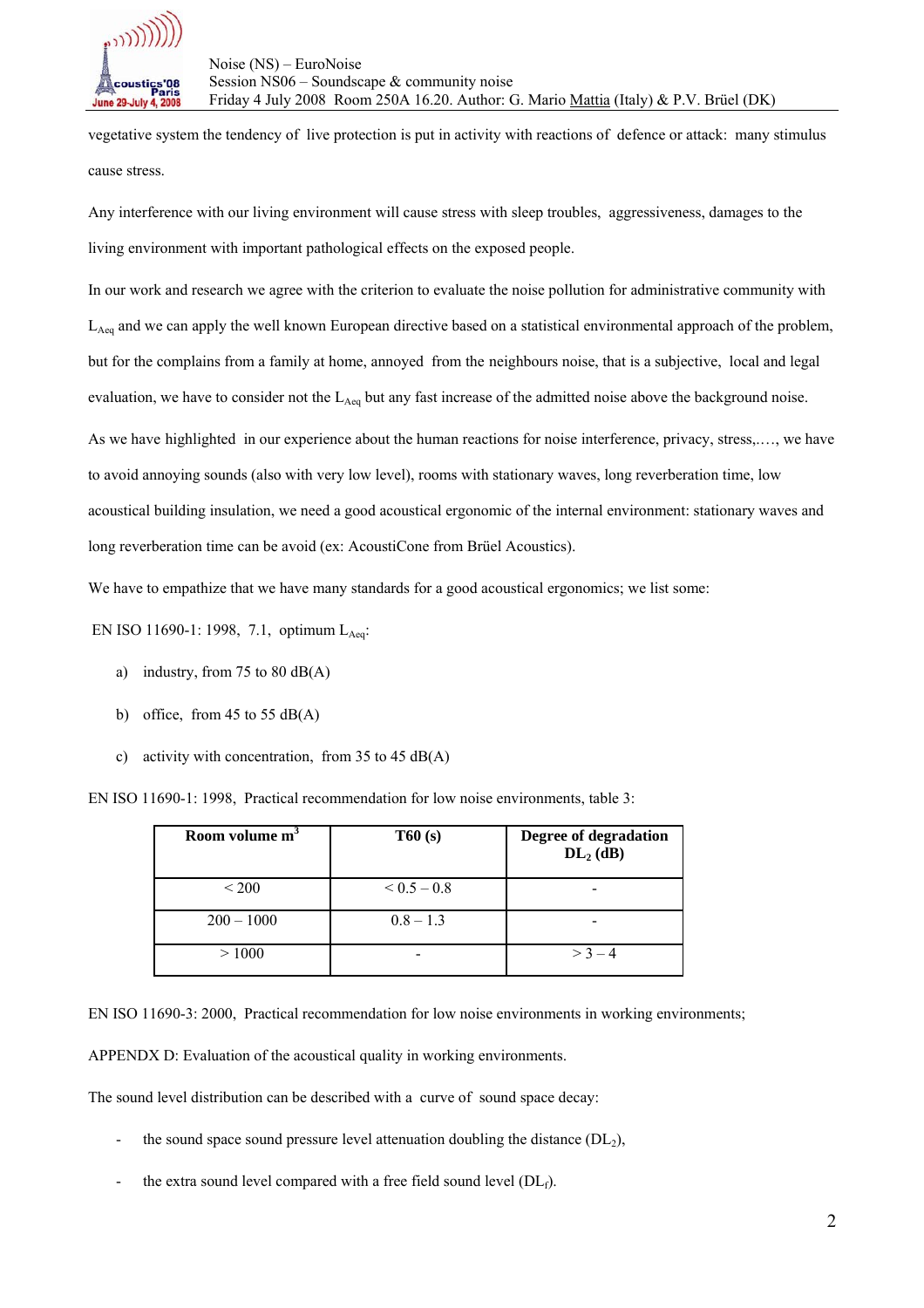vegetative system the tendency of live protection is put in activity with reactions of defence or attack: many stimulus cause stress.

Any interference with our living environment will cause stress with sleep troubles, aggressiveness, damages to the living environment with important pathological effects on the exposed people.

In our work and research we agree with the criterion to evaluate the noise pollution for administrative community with $L_{Aeq}$ and we can apply the well known European directive based on a statistical environmental approach of the problem, but for the complains from a family at home, annoyed from the neighbours noise, that is a subjective, local and legal evaluation, we have to consider not the $L_{Aeq}$ but any fast increase of the admitted noise above the background noise.

As we have highlighted in our experience about the human reactions for noise interference, privacy, stress,…., we have to avoid annoying sounds (also with very low level), rooms with stationary waves, long reverberation time, low acoustical building insulation, we need a good acoustical ergonomic of the internal environment: stationary waves and long reverberation time can be avoid (ex: AcoustiCone from Brüel Acoustics).

We have to empathize that we have many standards for a good acoustical ergonomics; we list some:

EN ISO 11690-1: 1998, 7.1, optimum $L_{Aeq}$:

a) industry, from 75 to 80 dB(A)

b) office, from 45 to 55 dB(A)

c) activity with concentration, from 35 to 45 dB(A)

EN ISO 11690-1: 1998, Practical recommendation for low noise environments, table 3:

| **Room volume m$^3$** | **T60 (s)** | **Degree of degradation $DL_2$ (dB)** |
|---|---|---|
| < 200 | < 0.5 – 0.8 | - |
| 200 – 1000 | 0.8 – 1.3 | - |
| > 1000 | - | > 3 – 4 |

EN ISO 11690-3: 2000, Practical recommendation for low noise environments in working environments;

APPENDX D: Evaluation of the acoustical quality in working environments.

The sound level distribution can be described with a curve of sound space decay:

- the sound space sound pressure level attenuation doubling the distance ($DL_2$),
- the extra sound level compared with a free field sound level ($DL_f$).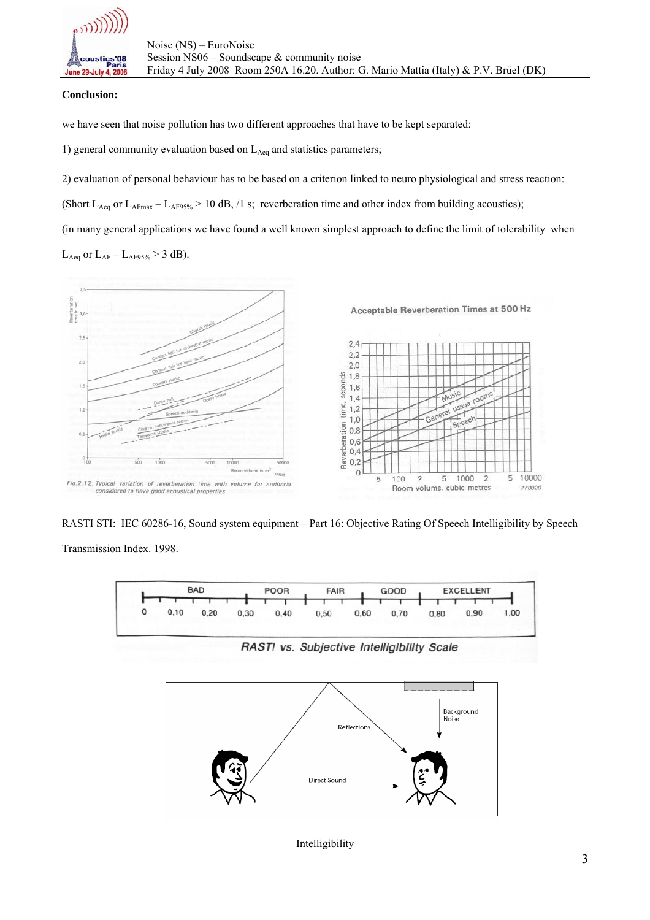**Conclusion:**

we have seen that noise pollution has two different approaches that have to be kept separated:

1) general community evaluation based on $L_{Aeq}$ and statistics parameters;

2) evaluation of personal behaviour has to be based on a criterion linked to neuro physiological and stress reaction:

(Short $L_{Aeq}$ or $L_{AFmax} - L_{AF95\%} > 10$ dB, /1 s; reverberation time and other index from building acoustics);

(in many general applications we have found a well known simplest approach to define the limit of tolerability when $L_{Aeq}$ or $L_{AF} - L_{AF95\%} > 3$ dB).

*Fig.2.12. Typical variation of reverberation time with volume for auditoria considered to have good acoustical properties*

Acceptable Reverberation Times at 500 Hz

RASTI STI: IEC 60286-16, Sound system equipment – Part 16: Objective Rating Of Speech Intelligibility by Speech Transmission Index. 1998.

RASTI vs. Subjective Intelligibility Scale

Intelligibility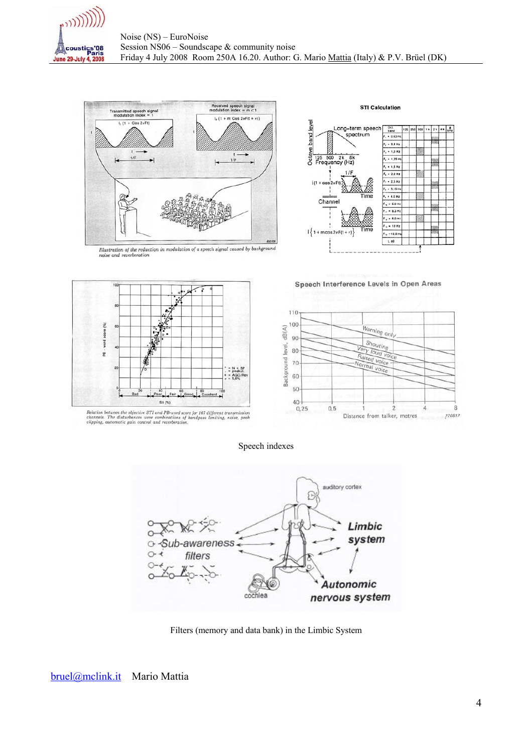Speech indexes

Filters (memory and data bank) in the Limbic System

[bruel@mclink.it](mailto:bruel@mclink.it) Mario Mattia